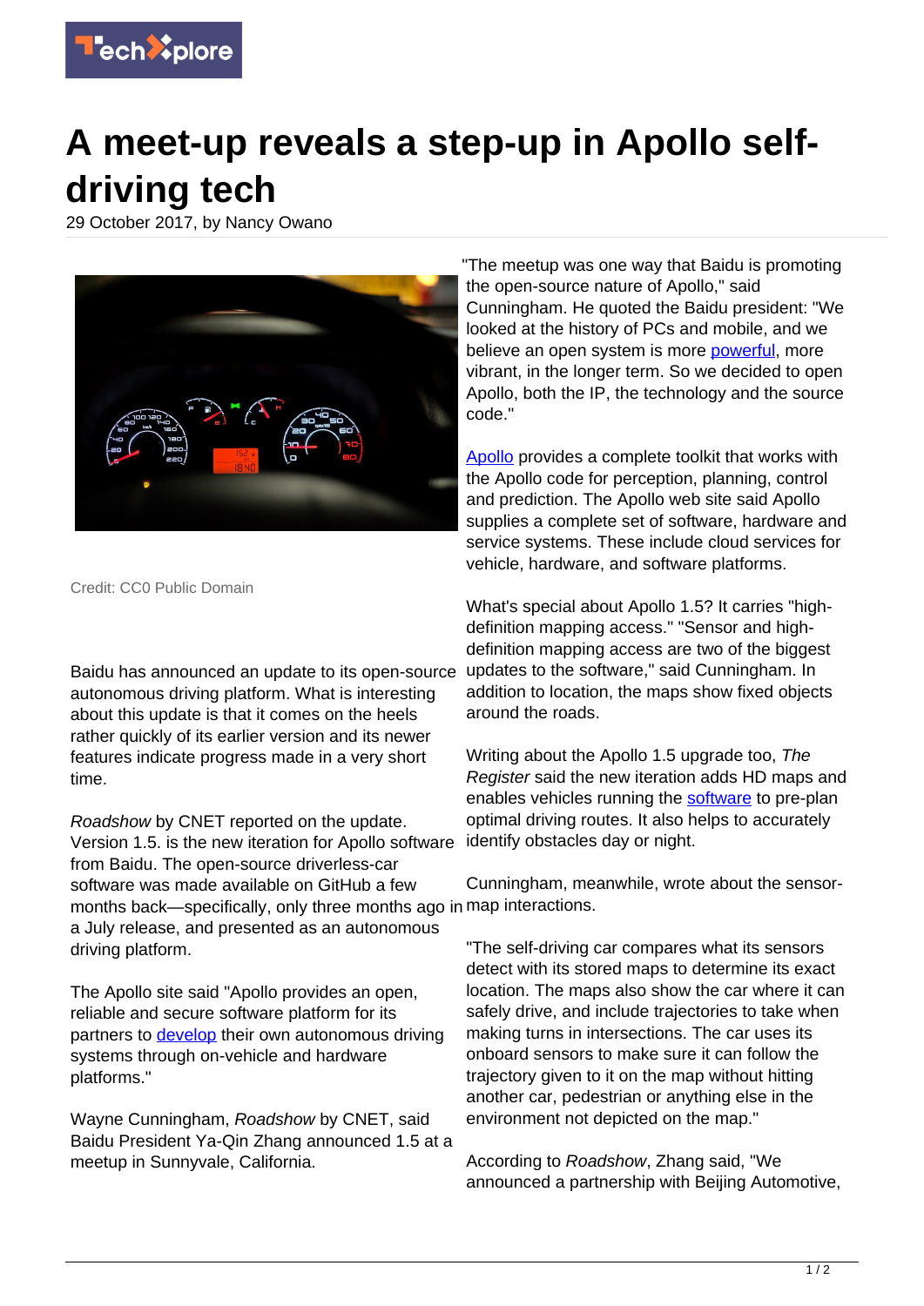# A meet-up reveals a step-up in Apollo self-driving tech

29 October 2017, by Nancy Owano

Credit: CC0 Public Domain

Baidu has announced an update to its open-source autonomous driving platform. What is interesting about this update is that it comes on the heels rather quickly of its earlier version and its newer features indicate progress made in a very short time.

*Roadshow* by CNET reported on the update. Version 1.5. is the new iteration for Apollo software from Baidu. The open-source driverless-car software was made available on GitHub a few months back—specifically, only three months ago in a July release, and presented as an autonomous driving platform.

The Apollo site said "Apollo provides an open, reliable and secure software platform for its partners to develop their own autonomous driving systems through on-vehicle and hardware platforms."

Wayne Cunningham, *Roadshow* by CNET, said Baidu President Ya-Qin Zhang announced 1.5 at a meetup in Sunnyvale, California.

"The meetup was one way that Baidu is promoting the open-source nature of Apollo," said Cunningham. He quoted the Baidu president: "We looked at the history of PCs and mobile, and we believe an open system is more powerful, more vibrant, in the longer term. So we decided to open Apollo, both the IP, the technology and the source code."

Apollo provides a complete toolkit that works with the Apollo code for perception, planning, control and prediction. The Apollo web site said Apollo supplies a complete set of software, hardware and service systems. These include cloud services for vehicle, hardware, and software platforms.

What's special about Apollo 1.5? It carries "high-definition mapping access." "Sensor and high-definition mapping access are two of the biggest updates to the software," said Cunningham. In addition to location, the maps show fixed objects around the roads.

Writing about the Apollo 1.5 upgrade too, *The Register* said the new iteration adds HD maps and enables vehicles running the software to pre-plan optimal driving routes. It also helps to accurately identify obstacles day or night.

Cunningham, meanwhile, wrote about the sensor-map interactions.

"The self-driving car compares what its sensors detect with its stored maps to determine its exact location. The maps also show the car where it can safely drive, and include trajectories to take when making turns in intersections. The car uses its onboard sensors to make sure it can follow the trajectory given to it on the map without hitting another car, pedestrian or anything else in the environment not depicted on the map."

According to *Roadshow*, Zhang said, "We announced a partnership with Beijing Automotive,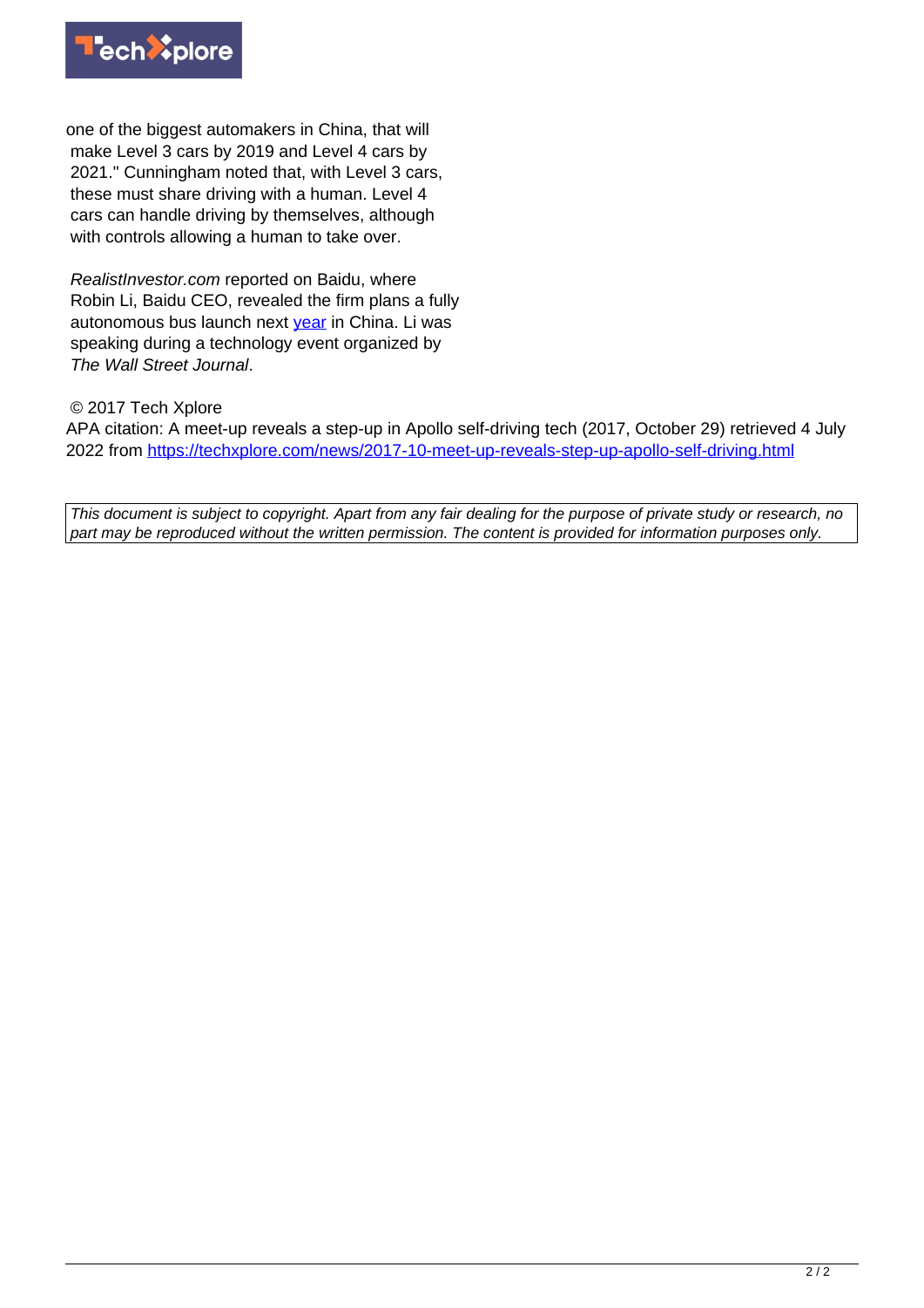one of the biggest automakers in China, that will make Level 3 cars by 2019 and Level 4 cars by 2021." Cunningham noted that, with Level 3 cars, these must share driving with a human. Level 4 cars can handle driving by themselves, although with controls allowing a human to take over.

*RealistInvestor.com* reported on Baidu, where Robin Li, Baidu CEO, revealed the firm plans a fully autonomous bus launch next [year](https://techxplore.com/tags/year/) in China. Li was speaking during a technology event organized by *The Wall Street Journal*.

© 2017 Tech Xplore

APA citation: A meet-up reveals a step-up in Apollo self-driving tech (2017, October 29) retrieved 4 July 2022 from https://techxplore.com/news/2017-10-meet-up-reveals-step-up-apollo-self-driving.html

*This document is subject to copyright. Apart from any fair dealing for the purpose of private study or research, no part may be reproduced without the written permission. The content is provided for information purposes only.*